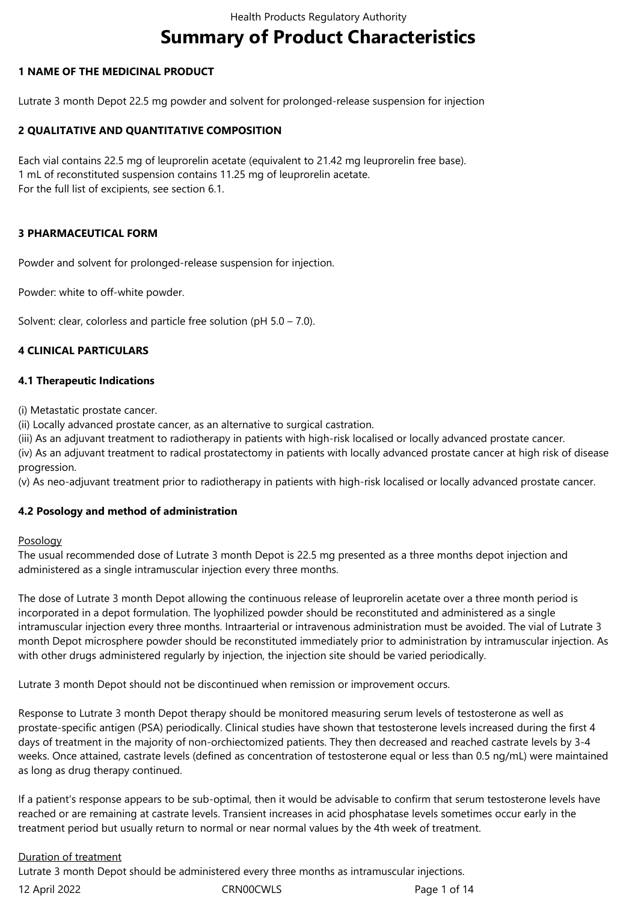# Summary of Product Characteristics

## 1 NAME OF THE MEDICINAL PRODUCT

Lutrate 3 month Depot 22.5 mg powder and solvent for prolonged-release suspension for injection

## 2 QUALITATIVE AND QUANTITATIVE COMPOSITION

Each vial contains 22.5 mg of leuprorelin acetate (equivalent to 21.42 mg leuprorelin free base).
1 mL of reconstituted suspension contains 11.25 mg of leuprorelin acetate.
For the full list of excipients, see section 6.1.

## 3 PHARMACEUTICAL FORM

Powder and solvent for prolonged-release suspension for injection.

Powder: white to off-white powder.

Solvent: clear, colorless and particle free solution (pH 5.0 – 7.0).

## 4 CLINICAL PARTICULARS

### 4.1 Therapeutic Indications

(i) Metastatic prostate cancer.
(ii) Locally advanced prostate cancer, as an alternative to surgical castration.
(iii) As an adjuvant treatment to radiotherapy in patients with high-risk localised or locally advanced prostate cancer.
(iv) As an adjuvant treatment to radical prostatectomy in patients with locally advanced prostate cancer at high risk of disease progression.
(v) As neo-adjuvant treatment prior to radiotherapy in patients with high-risk localised or locally advanced prostate cancer.

### 4.2 Posology and method of administration

Posology

The usual recommended dose of Lutrate 3 month Depot is 22.5 mg presented as a three months depot injection and administered as a single intramuscular injection every three months.

The dose of Lutrate 3 month Depot allowing the continuous release of leuprorelin acetate over a three month period is incorporated in a depot formulation. The lyophilized powder should be reconstituted and administered as a single intramuscular injection every three months. Intraarterial or intravenous administration must be avoided. The vial of Lutrate 3 month Depot microsphere powder should be reconstituted immediately prior to administration by intramuscular injection. As with other drugs administered regularly by injection, the injection site should be varied periodically.

Lutrate 3 month Depot should not be discontinued when remission or improvement occurs.

Response to Lutrate 3 month Depot therapy should be monitored measuring serum levels of testosterone as well as prostate-specific antigen (PSA) periodically. Clinical studies have shown that testosterone levels increased during the first 4 days of treatment in the majority of non-orchiectomized patients. They then decreased and reached castrate levels by 3-4 weeks. Once attained, castrate levels (defined as concentration of testosterone equal or less than 0.5 ng/mL) were maintained as long as drug therapy continued.

If a patient's response appears to be sub-optimal, then it would be advisable to confirm that serum testosterone levels have reached or are remaining at castrate levels. Transient increases in acid phosphatase levels sometimes occur early in the treatment period but usually return to normal or near normal values by the 4th week of treatment.

Duration of treatment

Lutrate 3 month Depot should be administered every three months as intramuscular injections.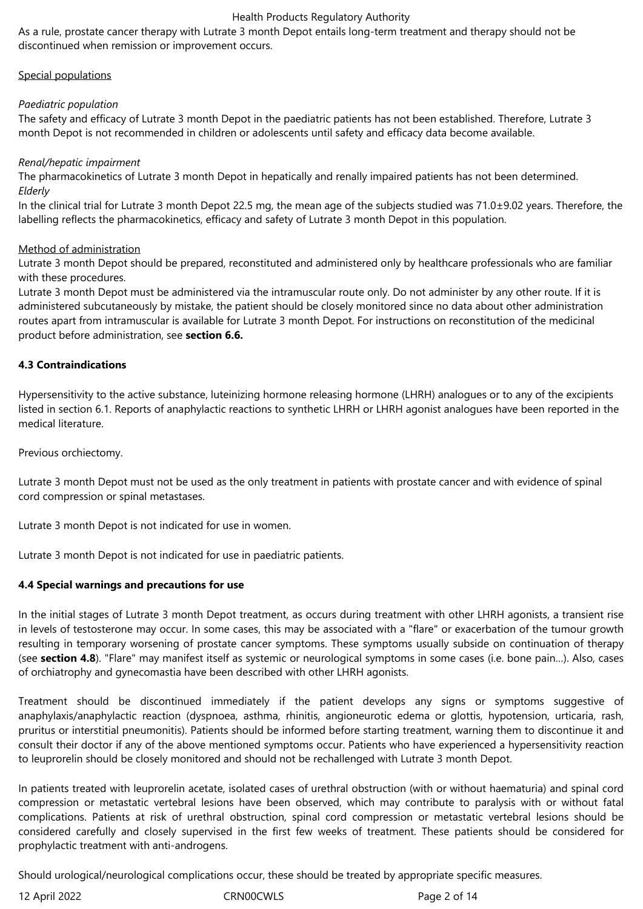As a rule, prostate cancer therapy with Lutrate 3 month Depot entails long-term treatment and therapy should not be discontinued when remission or improvement occurs.

Special populations

*Paediatric population*
The safety and efficacy of Lutrate 3 month Depot in the paediatric patients has not been established. Therefore, Lutrate 3 month Depot is not recommended in children or adolescents until safety and efficacy data become available.

*Renal/hepatic impairment*
The pharmacokinetics of Lutrate 3 month Depot in hepatically and renally impaired patients has not been determined.
*Elderly*
In the clinical trial for Lutrate 3 month Depot 22.5 mg, the mean age of the subjects studied was 71.0±9.02 years. Therefore, the labelling reflects the pharmacokinetics, efficacy and safety of Lutrate 3 month Depot in this population.

Method of administration
Lutrate 3 month Depot should be prepared, reconstituted and administered only by healthcare professionals who are familiar with these procedures.
Lutrate 3 month Depot must be administered via the intramuscular route only. Do not administer by any other route. If it is administered subcutaneously by mistake, the patient should be closely monitored since no data about other administration routes apart from intramuscular is available for Lutrate 3 month Depot. For instructions on reconstitution of the medicinal product before administration, see **section 6.6.**

**4.3 Contraindications**

Hypersensitivity to the active substance, luteinizing hormone releasing hormone (LHRH) analogues or to any of the excipients listed in section 6.1. Reports of anaphylactic reactions to synthetic LHRH or LHRH agonist analogues have been reported in the medical literature.

Previous orchiectomy.

Lutrate 3 month Depot must not be used as the only treatment in patients with prostate cancer and with evidence of spinal cord compression or spinal metastases.

Lutrate 3 month Depot is not indicated for use in women.

Lutrate 3 month Depot is not indicated for use in paediatric patients.

**4.4 Special warnings and precautions for use**

In the initial stages of Lutrate 3 month Depot treatment, as occurs during treatment with other LHRH agonists, a transient rise in levels of testosterone may occur. In some cases, this may be associated with a "flare" or exacerbation of the tumour growth resulting in temporary worsening of prostate cancer symptoms. These symptoms usually subside on continuation of therapy (see **section 4.8**). "Flare" may manifest itself as systemic or neurological symptoms in some cases (i.e. bone pain…). Also, cases of orchiatrophy and gynecomastia have been described with other LHRH agonists.

Treatment should be discontinued immediately if the patient develops any signs or symptoms suggestive of anaphylaxis/anaphylactic reaction (dyspnoea, asthma, rhinitis, angioneurotic edema or glottis, hypotension, urticaria, rash, pruritus or interstitial pneumonitis). Patients should be informed before starting treatment, warning them to discontinue it and consult their doctor if any of the above mentioned symptoms occur. Patients who have experienced a hypersensitivity reaction to leuprorelin should be closely monitored and should not be rechallenged with Lutrate 3 month Depot.

In patients treated with leuprorelin acetate, isolated cases of urethral obstruction (with or without haematuria) and spinal cord compression or metastatic vertebral lesions have been observed, which may contribute to paralysis with or without fatal complications. Patients at risk of urethral obstruction, spinal cord compression or metastatic vertebral lesions should be considered carefully and closely supervised in the first few weeks of treatment. These patients should be considered for prophylactic treatment with anti-androgens.

Should urological/neurological complications occur, these should be treated by appropriate specific measures.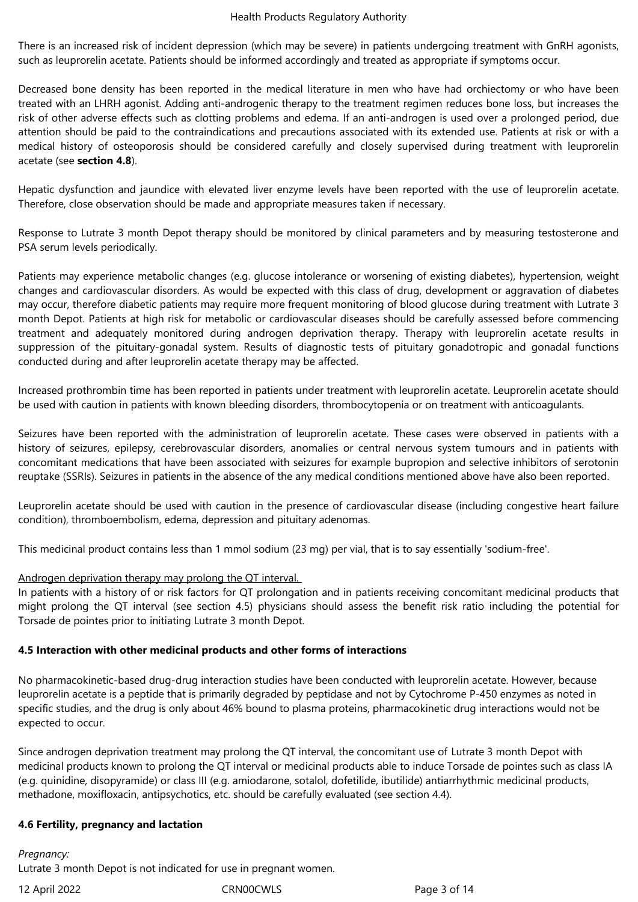There is an increased risk of incident depression (which may be severe) in patients undergoing treatment with GnRH agonists, such as leuprorelin acetate. Patients should be informed accordingly and treated as appropriate if symptoms occur.

Decreased bone density has been reported in the medical literature in men who have had orchiectomy or who have been treated with an LHRH agonist. Adding anti-androgenic therapy to the treatment regimen reduces bone loss, but increases the risk of other adverse effects such as clotting problems and edema. If an anti-androgen is used over a prolonged period, due attention should be paid to the contraindications and precautions associated with its extended use. Patients at risk or with a medical history of osteoporosis should be considered carefully and closely supervised during treatment with leuprorelin acetate (see **section 4.8**).

Hepatic dysfunction and jaundice with elevated liver enzyme levels have been reported with the use of leuprorelin acetate. Therefore, close observation should be made and appropriate measures taken if necessary.

Response to Lutrate 3 month Depot therapy should be monitored by clinical parameters and by measuring testosterone and PSA serum levels periodically.

Patients may experience metabolic changes (e.g. glucose intolerance or worsening of existing diabetes), hypertension, weight changes and cardiovascular disorders. As would be expected with this class of drug, development or aggravation of diabetes may occur, therefore diabetic patients may require more frequent monitoring of blood glucose during treatment with Lutrate 3 month Depot. Patients at high risk for metabolic or cardiovascular diseases should be carefully assessed before commencing treatment and adequately monitored during androgen deprivation therapy. Therapy with leuprorelin acetate results in suppression of the pituitary-gonadal system. Results of diagnostic tests of pituitary gonadotropic and gonadal functions conducted during and after leuprorelin acetate therapy may be affected.

Increased prothrombin time has been reported in patients under treatment with leuprorelin acetate. Leuprorelin acetate should be used with caution in patients with known bleeding disorders, thrombocytopenia or on treatment with anticoagulants.

Seizures have been reported with the administration of leuprorelin acetate. These cases were observed in patients with a history of seizures, epilepsy, cerebrovascular disorders, anomalies or central nervous system tumours and in patients with concomitant medications that have been associated with seizures for example bupropion and selective inhibitors of serotonin reuptake (SSRIs). Seizures in patients in the absence of the any medical conditions mentioned above have also been reported.

Leuprorelin acetate should be used with caution in the presence of cardiovascular disease (including congestive heart failure condition), thromboembolism, edema, depression and pituitary adenomas.

This medicinal product contains less than 1 mmol sodium (23 mg) per vial, that is to say essentially 'sodium-free'.

<u>Androgen deprivation therapy may prolong the QT interval.</u>
In patients with a history of or risk factors for QT prolongation and in patients receiving concomitant medicinal products that might prolong the QT interval (see section 4.5) physicians should assess the benefit risk ratio including the potential for Torsade de pointes prior to initiating Lutrate 3 month Depot.

**4.5 Interaction with other medicinal products and other forms of interactions**

No pharmacokinetic-based drug-drug interaction studies have been conducted with leuprorelin acetate. However, because leuprorelin acetate is a peptide that is primarily degraded by peptidase and not by Cytochrome P-450 enzymes as noted in specific studies, and the drug is only about 46% bound to plasma proteins, pharmacokinetic drug interactions would not be expected to occur.

Since androgen deprivation treatment may prolong the QT interval, the concomitant use of Lutrate 3 month Depot with medicinal products known to prolong the QT interval or medicinal products able to induce Torsade de pointes such as class IA (e.g. quinidine, disopyramide) or class III (e.g. amiodarone, sotalol, dofetilide, ibutilide) antiarrhythmic medicinal products, methadone, moxifloxacin, antipsychotics, etc. should be carefully evaluated (see section 4.4).

**4.6 Fertility, pregnancy and lactation**

*Pregnancy:*
Lutrate 3 month Depot is not indicated for use in pregnant women.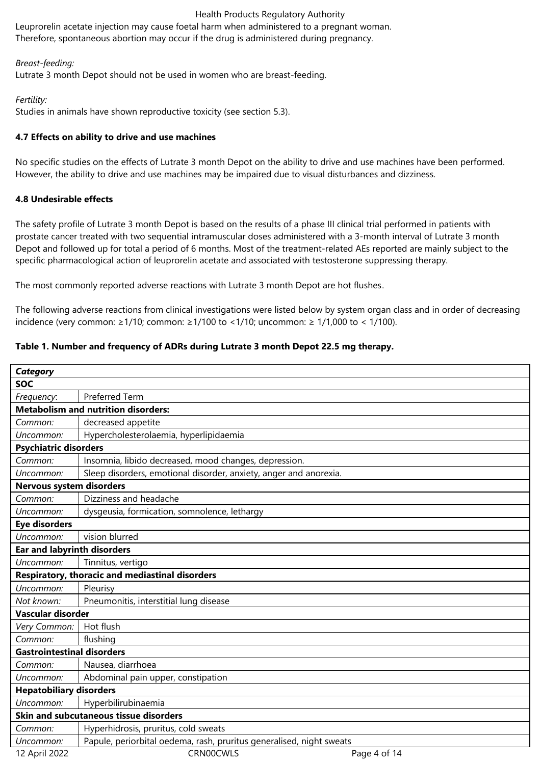Leuprorelin acetate injection may cause foetal harm when administered to a pregnant woman. Therefore, spontaneous abortion may occur if the drug is administered during pregnancy.

*Breast-feeding:*
Lutrate 3 month Depot should not be used in women who are breast-feeding.

*Fertility:*
Studies in animals have shown reproductive toxicity (see section 5.3).

### 4.7 Effects on ability to drive and use machines

No specific studies on the effects of Lutrate 3 month Depot on the ability to drive and use machines have been performed. However, the ability to drive and use machines may be impaired due to visual disturbances and dizziness.

### 4.8 Undesirable effects

The safety profile of Lutrate 3 month Depot is based on the results of a phase III clinical trial performed in patients with prostate cancer treated with two sequential intramuscular doses administered with a 3-month interval of Lutrate 3 month Depot and followed up for total a period of 6 months. Most of the treatment-related AEs reported are mainly subject to the specific pharmacological action of leuprorelin acetate and associated with testosterone suppressing therapy.

The most commonly reported adverse reactions with Lutrate 3 month Depot are hot flushes.

The following adverse reactions from clinical investigations were listed below by system organ class and in order of decreasing incidence (very common: ≥1/10; common: ≥1/100 to <1/10; uncommon: ≥ 1/1,000 to < 1/100).

**Table 1. Number and frequency of ADRs during Lutrate 3 month Depot 22.5 mg therapy.**

| ***Category*** | |
|---|---|
| **SOC** | |
| *Frequency*: | Preferred Term |
| **Metabolism and nutrition disorders:** | |
| *Common:* | decreased appetite |
| *Uncommon:* | Hypercholesterolaemia, hyperlipidaemia |
| **Psychiatric disorders** | |
| *Common:* | Insomnia, libido decreased, mood changes, depression. |
| *Uncommon:* | Sleep disorders, emotional disorder, anxiety, anger and anorexia. |
| **Nervous system disorders** | |
| *Common:* | Dizziness and headache |
| *Uncommon:* | dysgeusia, formication, somnolence, lethargy |
| **Eye disorders** | |
| *Uncommon:* | vision blurred |
| **Ear and labyrinth disorders** | |
| *Uncommon:* | Tinnitus, vertigo |
| **Respiratory, thoracic and mediastinal disorders** | |
| *Uncommon:* | Pleurisy |
| *Not known:* | Pneumonitis, interstitial lung disease |
| **Vascular disorder** | |
| *Very Common:* | Hot flush |
| *Common:* | flushing |
| **Gastrointestinal disorders** | |
| *Common:* | Nausea, diarrhoea |
| *Uncommon:* | Abdominal pain upper, constipation |
| **Hepatobiliary disorders** | |
| *Uncommon:* | Hyperbilirubinaemia |
| **Skin and subcutaneous tissue disorders** | |
| *Common:* | Hyperhidrosis, pruritus, cold sweats |
| *Uncommon:* | Papule, periorbital oedema, rash, pruritus generalised, night sweats |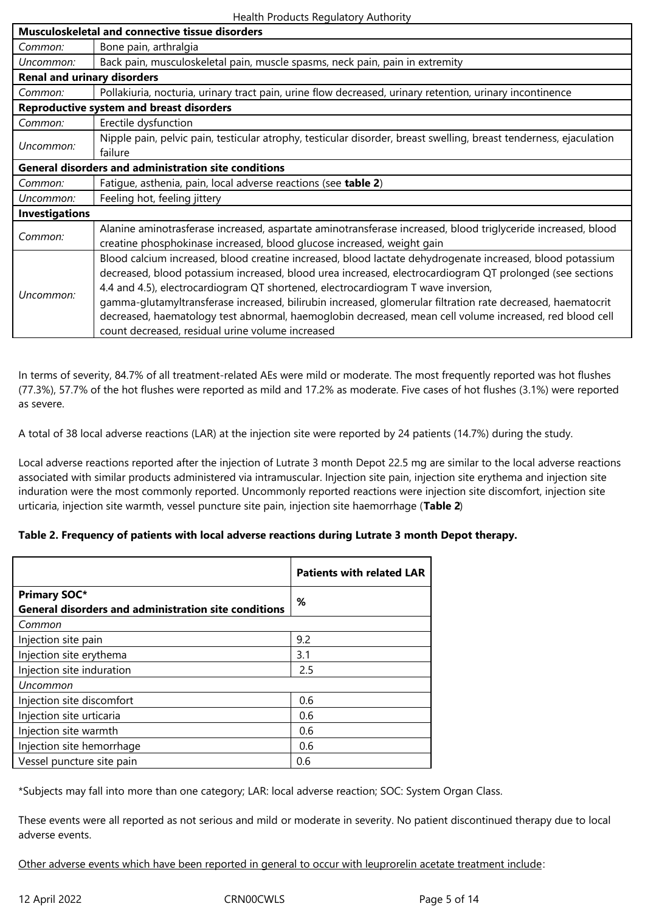| Musculoskeletal and connective tissue disorders | |
|---|---|
| *Common:* | Bone pain, arthralgia |
| *Uncommon:* | Back pain, musculoskeletal pain, muscle spasms, neck pain, pain in extremity |
| **Renal and urinary disorders** | |
| *Common:* | Pollakiuria, nocturia, urinary tract pain, urine flow decreased, urinary retention, urinary incontinence |
| **Reproductive system and breast disorders** | |
| *Common:* | Erectile dysfunction |
| *Uncommon:* | Nipple pain, pelvic pain, testicular atrophy, testicular disorder, breast swelling, breast tenderness, ejaculation failure |
| **General disorders and administration site conditions** | |
| *Common:* | Fatigue, asthenia, pain, local adverse reactions (see **table 2**) |
| *Uncommon:* | Feeling hot, feeling jittery |
| **Investigations** | |
| *Common:* | Alanine aminotrasferase increased, aspartate aminotransferase increased, blood triglyceride increased, blood creatine phosphokinase increased, blood glucose increased, weight gain |
| *Uncommon:* | Blood calcium increased, blood creatine increased, blood lactate dehydrogenate increased, blood potassium decreased, blood potassium increased, blood urea increased, electrocardiogram QT prolonged (see sections 4.4 and 4.5), electrocardiogram QT shortened, electrocardiogram T wave inversion, gamma-glutamyltransferase increased, bilirubin increased, glomerular filtration rate decreased, haematocrit decreased, haematology test abnormal, haemoglobin decreased, mean cell volume increased, red blood cell count decreased, residual urine volume increased |

In terms of severity, 84.7% of all treatment-related AEs were mild or moderate. The most frequently reported was hot flushes (77.3%), 57.7% of the hot flushes were reported as mild and 17.2% as moderate. Five cases of hot flushes (3.1%) were reported as severe.

A total of 38 local adverse reactions (LAR) at the injection site were reported by 24 patients (14.7%) during the study.

Local adverse reactions reported after the injection of Lutrate 3 month Depot 22.5 mg are similar to the local adverse reactions associated with similar products administered via intramuscular. Injection site pain, injection site erythema and injection site induration were the most commonly reported. Uncommonly reported reactions were injection site discomfort, injection site urticaria, injection site warmth, vessel puncture site pain, injection site haemorrhage (**Table 2**)

**Table 2. Frequency of patients with local adverse reactions during Lutrate 3 month Depot therapy.**

| | **Patients with related LAR** |
|---|---|
| **Primary SOC*** **General disorders and administration site conditions** | **%** |
| *Common* | |
| Injection site pain | 9.2 |
| Injection site erythema | 3.1 |
| Injection site induration | 2.5 |
| *Uncommon* | |
| Injection site discomfort | 0.6 |
| Injection site urticaria | 0.6 |
| Injection site warmth | 0.6 |
| Injection site hemorrhage | 0.6 |
| Vessel puncture site pain | 0.6 |

*Subjects may fall into more than one category; LAR: local adverse reaction; SOC: System Organ Class.

These events were all reported as not serious and mild or moderate in severity. No patient discontinued therapy due to local adverse events.

Other adverse events which have been reported in general to occur with leuprorelin acetate treatment include: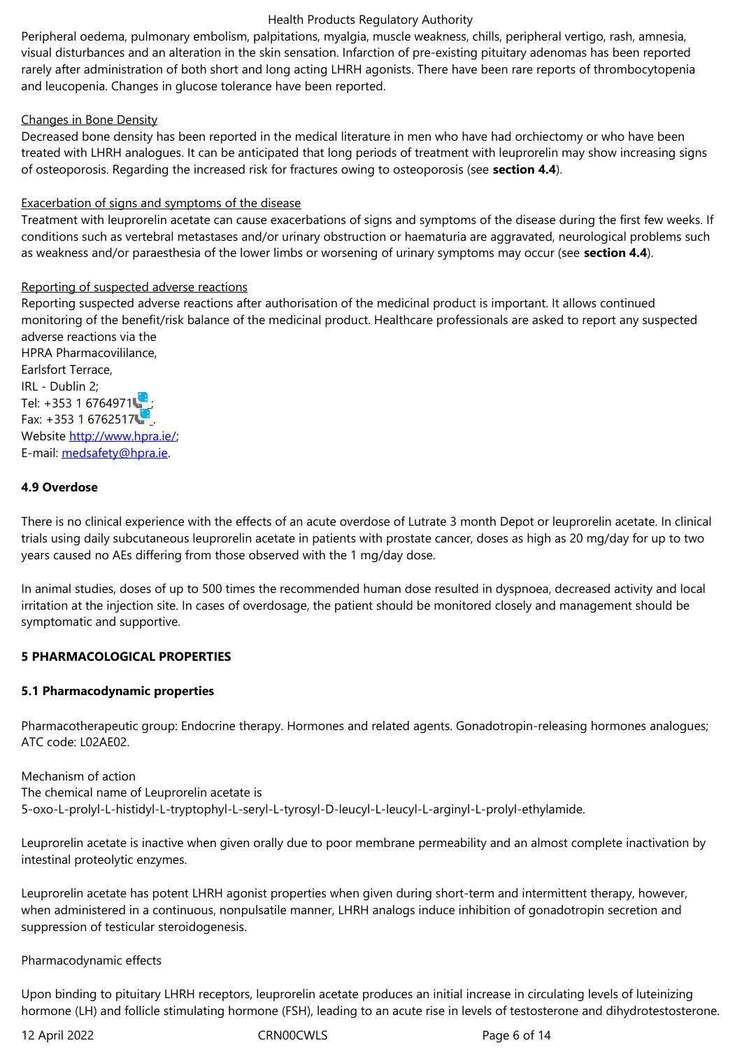Peripheral oedema, pulmonary embolism, palpitations, myalgia, muscle weakness, chills, peripheral vertigo, rash, amnesia, visual disturbances and an alteration in the skin sensation. Infarction of pre-existing pituitary adenomas has been reported rarely after administration of both short and long acting LHRH agonists. There have been rare reports of thrombocytopenia and leucopenia. Changes in glucose tolerance have been reported.

Changes in Bone Density

Decreased bone density has been reported in the medical literature in men who have had orchiectomy or who have been treated with LHRH analogues. It can be anticipated that long periods of treatment with leuprorelin may show increasing signs of osteoporosis. Regarding the increased risk for fractures owing to osteoporosis (see **section 4.4**).

Exacerbation of signs and symptoms of the disease

Treatment with leuprorelin acetate can cause exacerbations of signs and symptoms of the disease during the first few weeks. If conditions such as vertebral metastases and/or urinary obstruction or haematuria are aggravated, neurological problems such as weakness and/or paraesthesia of the lower limbs or worsening of urinary symptoms may occur (see **section 4.4**).

Reporting of suspected adverse reactions

Reporting suspected adverse reactions after authorisation of the medicinal product is important. It allows continued monitoring of the benefit/risk balance of the medicinal product. Healthcare professionals are asked to report any suspected adverse reactions via the
HPRA Pharmacovililance,
Earlsfort Terrace,
IRL - Dublin 2;
Tel: +353 1 6764971;
Fax: +353 1 6762517.
Website http://www.hpra.ie/;
E-mail: medsafety@hpra.ie.

### 4.9 Overdose

There is no clinical experience with the effects of an acute overdose of Lutrate 3 month Depot or leuprorelin acetate. In clinical trials using daily subcutaneous leuprorelin acetate in patients with prostate cancer, doses as high as 20 mg/day for up to two years caused no AEs differing from those observed with the 1 mg/day dose.

In animal studies, doses of up to 500 times the recommended human dose resulted in dyspnoea, decreased activity and local irritation at the injection site. In cases of overdosage, the patient should be monitored closely and management should be symptomatic and supportive.

## 5 PHARMACOLOGICAL PROPERTIES

### 5.1 Pharmacodynamic properties

Pharmacotherapeutic group: Endocrine therapy. Hormones and related agents. Gonadotropin-releasing hormones analogues; ATC code: L02AE02.

Mechanism of action

The chemical name of Leuprorelin acetate is
5-oxo-L-prolyl-L-histidyl-L-tryptophyl-L-seryl-L-tyrosyl-D-leucyl-L-leucyl-L-arginyl-L-prolyl-ethylamide.

Leuprorelin acetate is inactive when given orally due to poor membrane permeability and an almost complete inactivation by intestinal proteolytic enzymes.

Leuprorelin acetate has potent LHRH agonist properties when given during short-term and intermittent therapy, however, when administered in a continuous, nonpulsatile manner, LHRH analogs induce inhibition of gonadotropin secretion and suppression of testicular steroidogenesis.

Pharmacodynamic effects

Upon binding to pituitary LHRH receptors, leuprorelin acetate produces an initial increase in circulating levels of luteinizing hormone (LH) and follicle stimulating hormone (FSH), leading to an acute rise in levels of testosterone and dihydrotestosterone.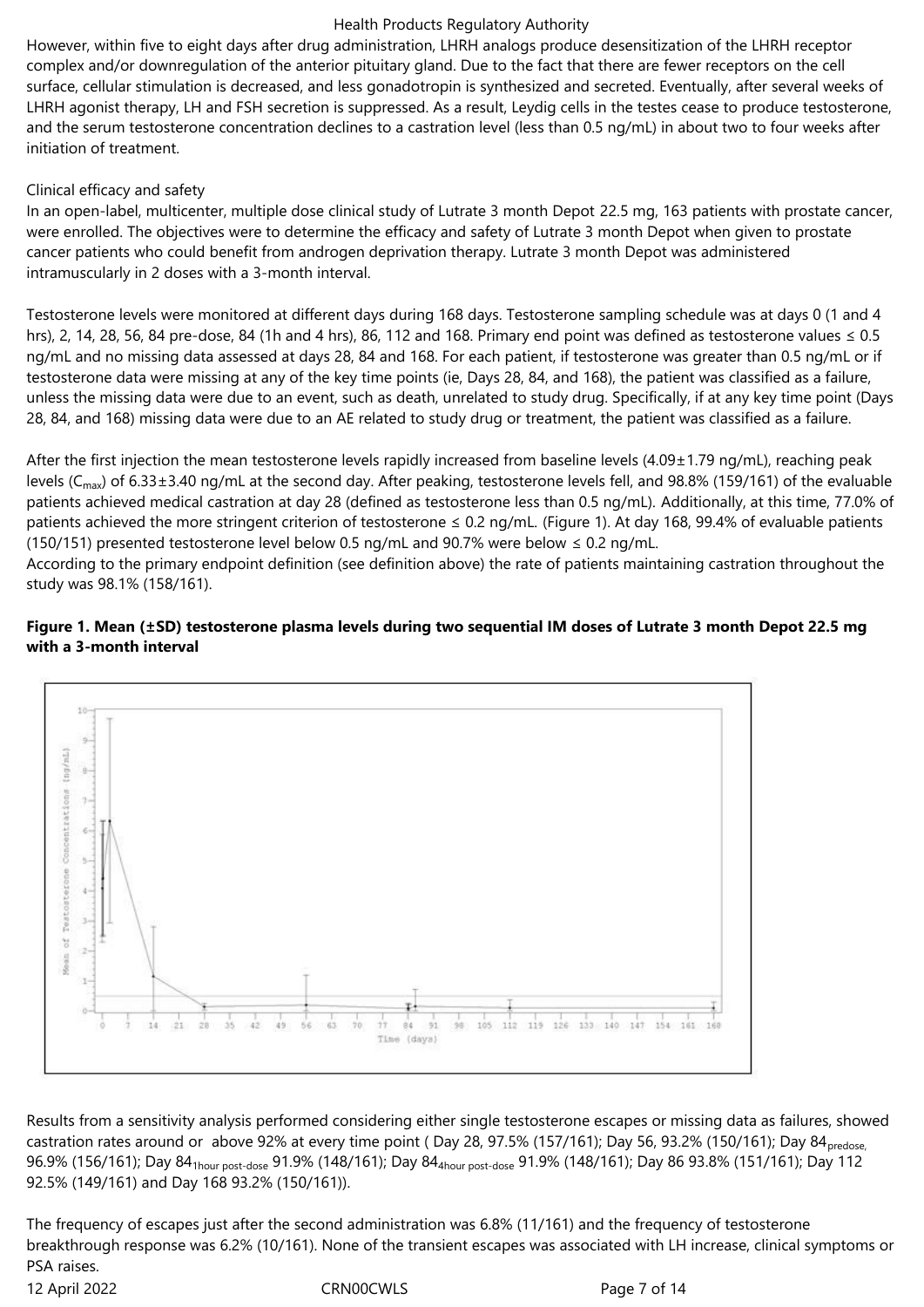However, within five to eight days after drug administration, LHRH analogs produce desensitization of the LHRH receptor complex and/or downregulation of the anterior pituitary gland. Due to the fact that there are fewer receptors on the cell surface, cellular stimulation is decreased, and less gonadotropin is synthesized and secreted. Eventually, after several weeks of LHRH agonist therapy, LH and FSH secretion is suppressed. As a result, Leydig cells in the testes cease to produce testosterone, and the serum testosterone concentration declines to a castration level (less than 0.5 ng/mL) in about two to four weeks after initiation of treatment.

Clinical efficacy and safety

In an open-label, multicenter, multiple dose clinical study of Lutrate 3 month Depot 22.5 mg, 163 patients with prostate cancer, were enrolled. The objectives were to determine the efficacy and safety of Lutrate 3 month Depot when given to prostate cancer patients who could benefit from androgen deprivation therapy. Lutrate 3 month Depot was administered intramuscularly in 2 doses with a 3-month interval.

Testosterone levels were monitored at different days during 168 days. Testosterone sampling schedule was at days 0 (1 and 4 hrs), 2, 14, 28, 56, 84 pre-dose, 84 (1h and 4 hrs), 86, 112 and 168. Primary end point was defined as testosterone values ≤ 0.5 ng/mL and no missing data assessed at days 28, 84 and 168. For each patient, if testosterone was greater than 0.5 ng/mL or if testosterone data were missing at any of the key time points (ie, Days 28, 84, and 168), the patient was classified as a failure, unless the missing data were due to an event, such as death, unrelated to study drug. Specifically, if at any key time point (Days 28, 84, and 168) missing data were due to an AE related to study drug or treatment, the patient was classified as a failure.

After the first injection the mean testosterone levels rapidly increased from baseline levels (4.09±1.79 ng/mL), reaching peak levels ($C_{max}$) of 6.33±3.40 ng/mL at the second day. After peaking, testosterone levels fell, and 98.8% (159/161) of the evaluable patients achieved medical castration at day 28 (defined as testosterone less than 0.5 ng/mL). Additionally, at this time, 77.0% of patients achieved the more stringent criterion of testosterone ≤ 0.2 ng/mL. (Figure 1). At day 168, 99.4% of evaluable patients (150/151) presented testosterone level below 0.5 ng/mL and 90.7% were below ≤ 0.2 ng/mL.

According to the primary endpoint definition (see definition above) the rate of patients maintaining castration throughout the study was 98.1% (158/161).

**Figure 1. Mean (±SD) testosterone plasma levels during two sequential IM doses of Lutrate 3 month Depot 22.5 mg with a 3-month interval**

Results from a sensitivity analysis performed considering either single testosterone escapes or missing data as failures, showed castration rates around or above 92% at every time point ( Day 28, 97.5% (157/161); Day 56, 93.2% (150/161); Day $84_{predose,}$ 96.9% (156/161); Day $84_{1hour\ post\text{-}dose}$ 91.9% (148/161); Day $84_{4hour\ post\text{-}dose}$ 91.9% (148/161); Day 86 93.8% (151/161); Day 112 92.5% (149/161) and Day 168 93.2% (150/161)).

The frequency of escapes just after the second administration was 6.8% (11/161) and the frequency of testosterone breakthrough response was 6.2% (10/161). None of the transient escapes was associated with LH increase, clinical symptoms or PSA raises.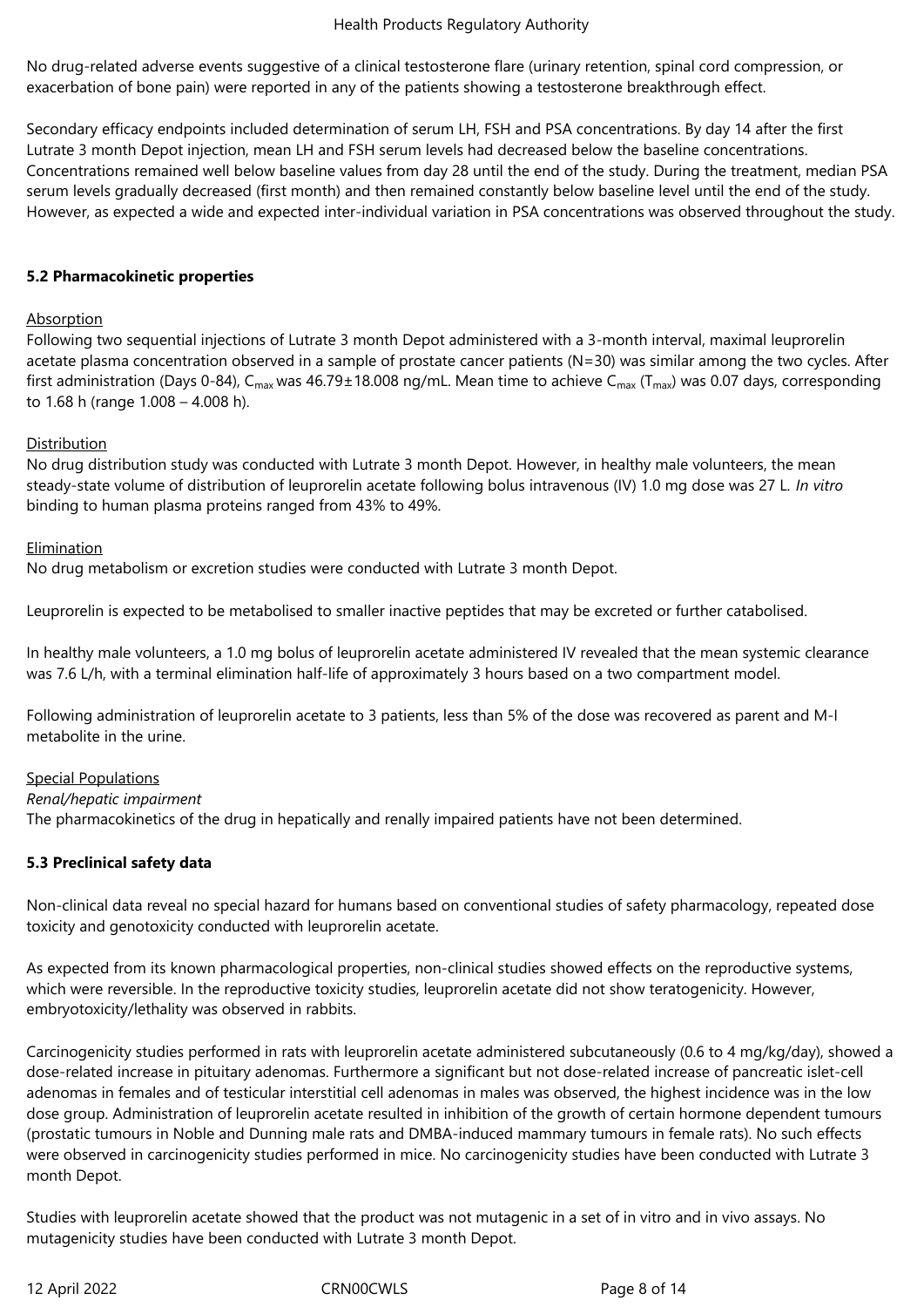No drug-related adverse events suggestive of a clinical testosterone flare (urinary retention, spinal cord compression, or exacerbation of bone pain) were reported in any of the patients showing a testosterone breakthrough effect.

Secondary efficacy endpoints included determination of serum LH, FSH and PSA concentrations. By day 14 after the first Lutrate 3 month Depot injection, mean LH and FSH serum levels had decreased below the baseline concentrations. Concentrations remained well below baseline values from day 28 until the end of the study. During the treatment, median PSA serum levels gradually decreased (first month) and then remained constantly below baseline level until the end of the study. However, as expected a wide and expected inter-individual variation in PSA concentrations was observed throughout the study.

## 5.2 Pharmacokinetic properties

Absorption

Following two sequential injections of Lutrate 3 month Depot administered with a 3-month interval, maximal leuprorelin acetate plasma concentration observed in a sample of prostate cancer patients (N=30) was similar among the two cycles. After first administration (Days 0-84), $C_{max}$ was 46.79±18.008 ng/mL. Mean time to achieve $C_{max}$ ($T_{max}$) was 0.07 days, corresponding to 1.68 h (range 1.008 – 4.008 h).

Distribution

No drug distribution study was conducted with Lutrate 3 month Depot. However, in healthy male volunteers, the mean steady-state volume of distribution of leuprorelin acetate following bolus intravenous (IV) 1.0 mg dose was 27 L. *In vitro* binding to human plasma proteins ranged from 43% to 49%.

Elimination

No drug metabolism or excretion studies were conducted with Lutrate 3 month Depot.

Leuprorelin is expected to be metabolised to smaller inactive peptides that may be excreted or further catabolised.

In healthy male volunteers, a 1.0 mg bolus of leuprorelin acetate administered IV revealed that the mean systemic clearance was 7.6 L/h, with a terminal elimination half-life of approximately 3 hours based on a two compartment model.

Following administration of leuprorelin acetate to 3 patients, less than 5% of the dose was recovered as parent and M-I metabolite in the urine.

Special Populations

*Renal/hepatic impairment*

The pharmacokinetics of the drug in hepatically and renally impaired patients have not been determined.

## 5.3 Preclinical safety data

Non-clinical data reveal no special hazard for humans based on conventional studies of safety pharmacology, repeated dose toxicity and genotoxicity conducted with leuprorelin acetate.

As expected from its known pharmacological properties, non-clinical studies showed effects on the reproductive systems, which were reversible. In the reproductive toxicity studies, leuprorelin acetate did not show teratogenicity. However, embryotoxicity/lethality was observed in rabbits.

Carcinogenicity studies performed in rats with leuprorelin acetate administered subcutaneously (0.6 to 4 mg/kg/day), showed a dose-related increase in pituitary adenomas. Furthermore a significant but not dose-related increase of pancreatic islet-cell adenomas in females and of testicular interstitial cell adenomas in males was observed, the highest incidence was in the low dose group. Administration of leuprorelin acetate resulted in inhibition of the growth of certain hormone dependent tumours (prostatic tumours in Noble and Dunning male rats and DMBA-induced mammary tumours in female rats). No such effects were observed in carcinogenicity studies performed in mice. No carcinogenicity studies have been conducted with Lutrate 3 month Depot.

Studies with leuprorelin acetate showed that the product was not mutagenic in a set of in vitro and in vivo assays. No mutagenicity studies have been conducted with Lutrate 3 month Depot.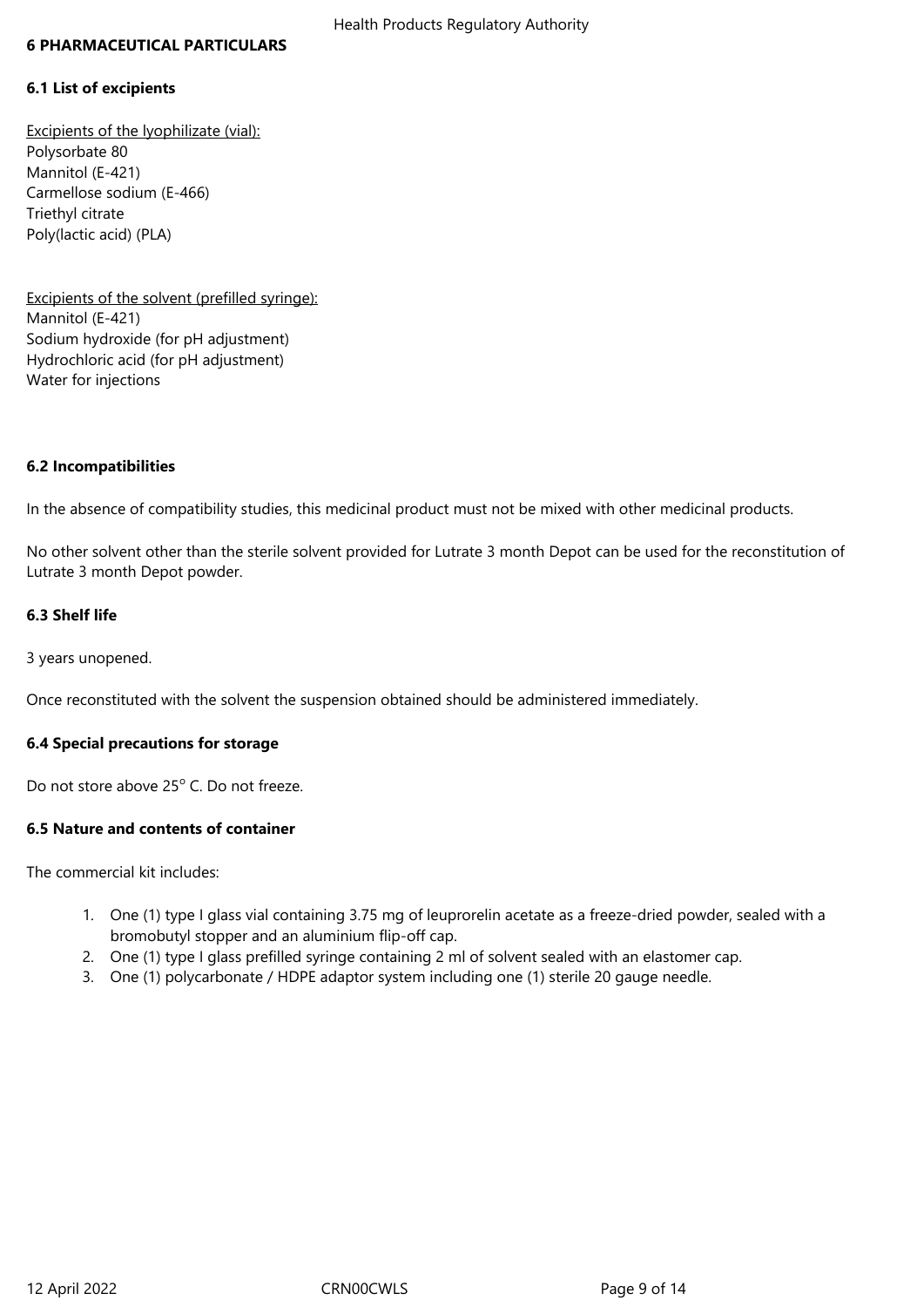## 6 PHARMACEUTICAL PARTICULARS

### 6.1 List of excipients

Excipients of the lyophilizate (vial):
Polysorbate 80
Mannitol (E-421)
Carmellose sodium (E-466)
Triethyl citrate
Poly(lactic acid) (PLA)

Excipients of the solvent (prefilled syringe):
Mannitol (E-421)
Sodium hydroxide (for pH adjustment)
Hydrochloric acid (for pH adjustment)
Water for injections

### 6.2 Incompatibilities

In the absence of compatibility studies, this medicinal product must not be mixed with other medicinal products.

No other solvent other than the sterile solvent provided for Lutrate 3 month Depot can be used for the reconstitution of Lutrate 3 month Depot powder.

### 6.3 Shelf life

3 years unopened.

Once reconstituted with the solvent the suspension obtained should be administered immediately.

### 6.4 Special precautions for storage

Do not store above 25° C. Do not freeze.

### 6.5 Nature and contents of container

The commercial kit includes:

1. One (1) type I glass vial containing 3.75 mg of leuprorelin acetate as a freeze-dried powder, sealed with a bromobutyl stopper and an aluminium flip-off cap.
2. One (1) type I glass prefilled syringe containing 2 ml of solvent sealed with an elastomer cap.
3. One (1) polycarbonate / HDPE adaptor system including one (1) sterile 20 gauge needle.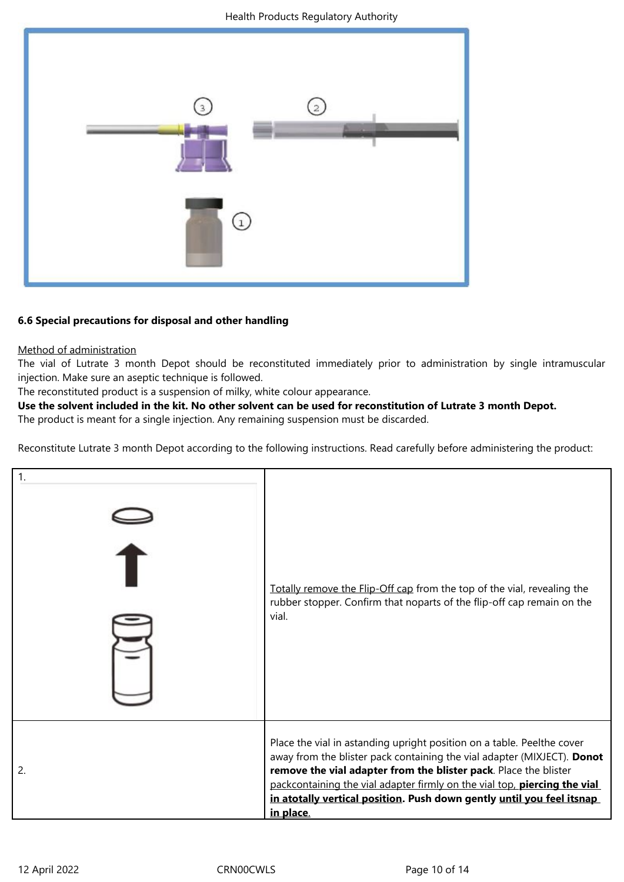### 6.6 Special precautions for disposal and other handling

<u>Method of administration</u>

The vial of Lutrate 3 month Depot should be reconstituted immediately prior to administration by single intramuscular injection. Make sure an aseptic technique is followed.

The reconstituted product is a suspension of milky, white colour appearance.

**Use the solvent included in the kit. No other solvent can be used for reconstitution of Lutrate 3 month Depot.**

The product is meant for a single injection. Any remaining suspension must be discarded.

Reconstitute Lutrate 3 month Depot according to the following instructions. Read carefully before administering the product:

| | |
|---|---|
| 1. | <u>Totally remove the Flip-Off cap</u> from the top of the vial, revealing the rubber stopper. Confirm that noparts of the flip-off cap remain on the vial. |
| 2. | Place the vial in astanding upright position on a table. Peelthe cover away from the blister pack containing the vial adapter (MIXJECT). **Donot remove the vial adapter from the blister pack**. Place the blister <u>packcontaining the vial adapter firmly on the vial top,</u> **<u>piercing the vial in atotally vertical position</u>. Push down gently <u>until you feel itsnap in place</u>.** |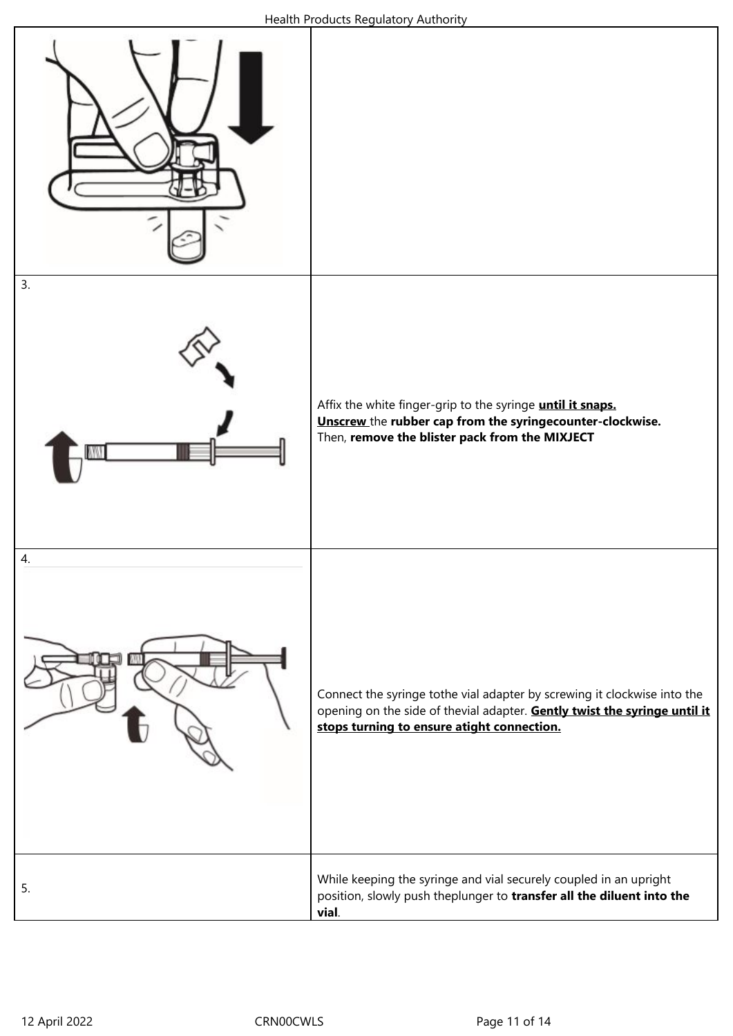| | |
|---|---|
| | |
| 3. | Affix the white finger-grip to the syringe **until it snaps.**<br>**Unscrew** the **rubber cap from the syringecounter-clockwise.**<br>Then, **remove the blister pack from the MIXJECT** |
| 4. | Connect the syringe tothe vial adapter by screwing it clockwise into the opening on the side of thevial adapter. **Gently twist the syringe until it stops turning to ensure atight connection.** |
| 5. | While keeping the syringe and vial securely coupled in an upright position, slowly push theplunger to **transfer all the diluent into the vial**. |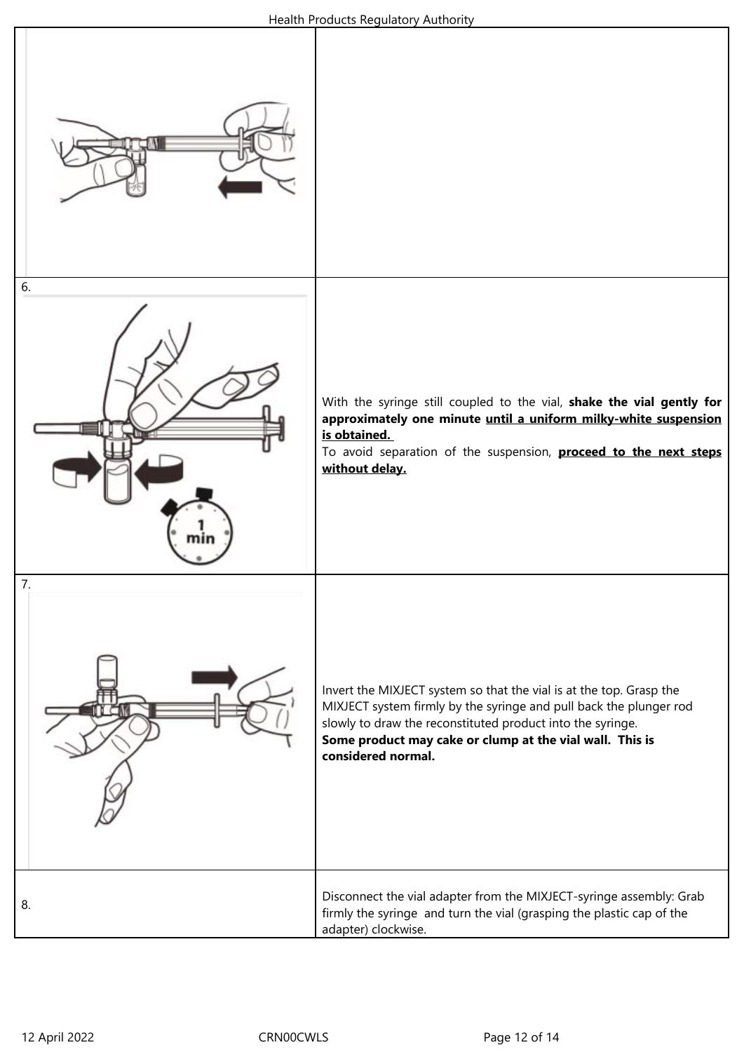| | |
|---|---|
| | |
| 6. | With the syringe still coupled to the vial, **shake the vial gently for approximately one minute <u>until a uniform milky-white suspension is obtained.</u>**<br>To avoid separation of the suspension, **<u>proceed to the next steps without delay.</u>** |
| 7. | Invert the MIXJECT system so that the vial is at the top. Grasp the MIXJECT system firmly by the syringe and pull back the plunger rod slowly to draw the reconstituted product into the syringe.<br>**Some product may cake or clump at the vial wall. This is considered normal.** |
| 8. | Disconnect the vial adapter from the MIXJECT-syringe assembly: Grab firmly the syringe and turn the vial (grasping the plastic cap of the adapter) clockwise. |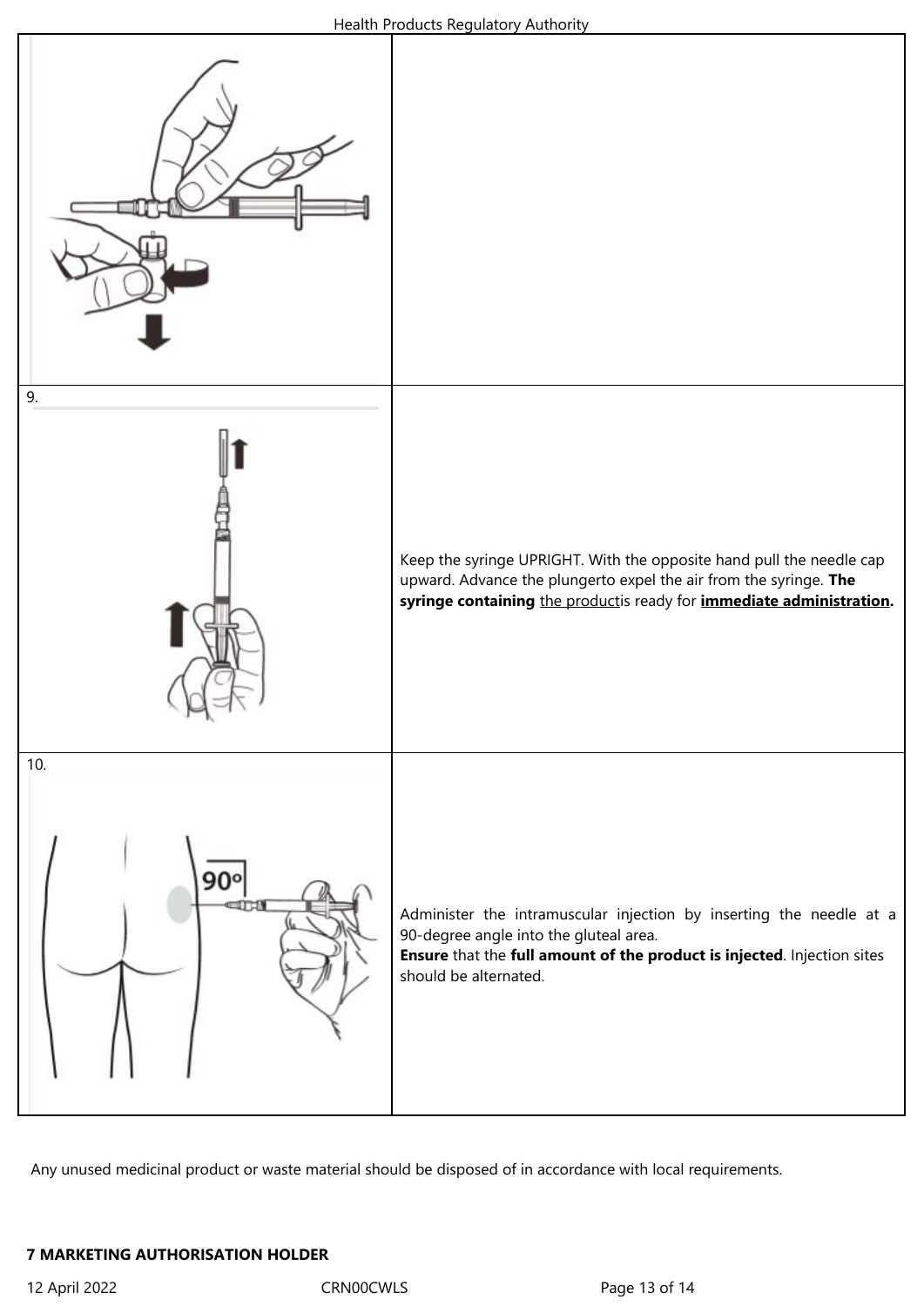| | |
|---|---|
| | |
| 9. | Keep the syringe UPRIGHT. With the opposite hand pull the needle cap upward. Advance the plungerto expel the air from the syringe. **The syringe containing** the productis ready for **immediate administration.** |
| 10. | Administer the intramuscular injection by inserting the needle at a 90-degree angle into the gluteal area. **Ensure** that the **full amount of the product is injected**. Injection sites should be alternated. |

Any unused medicinal product or waste material should be disposed of in accordance with local requirements.

**7 MARKETING AUTHORISATION HOLDER**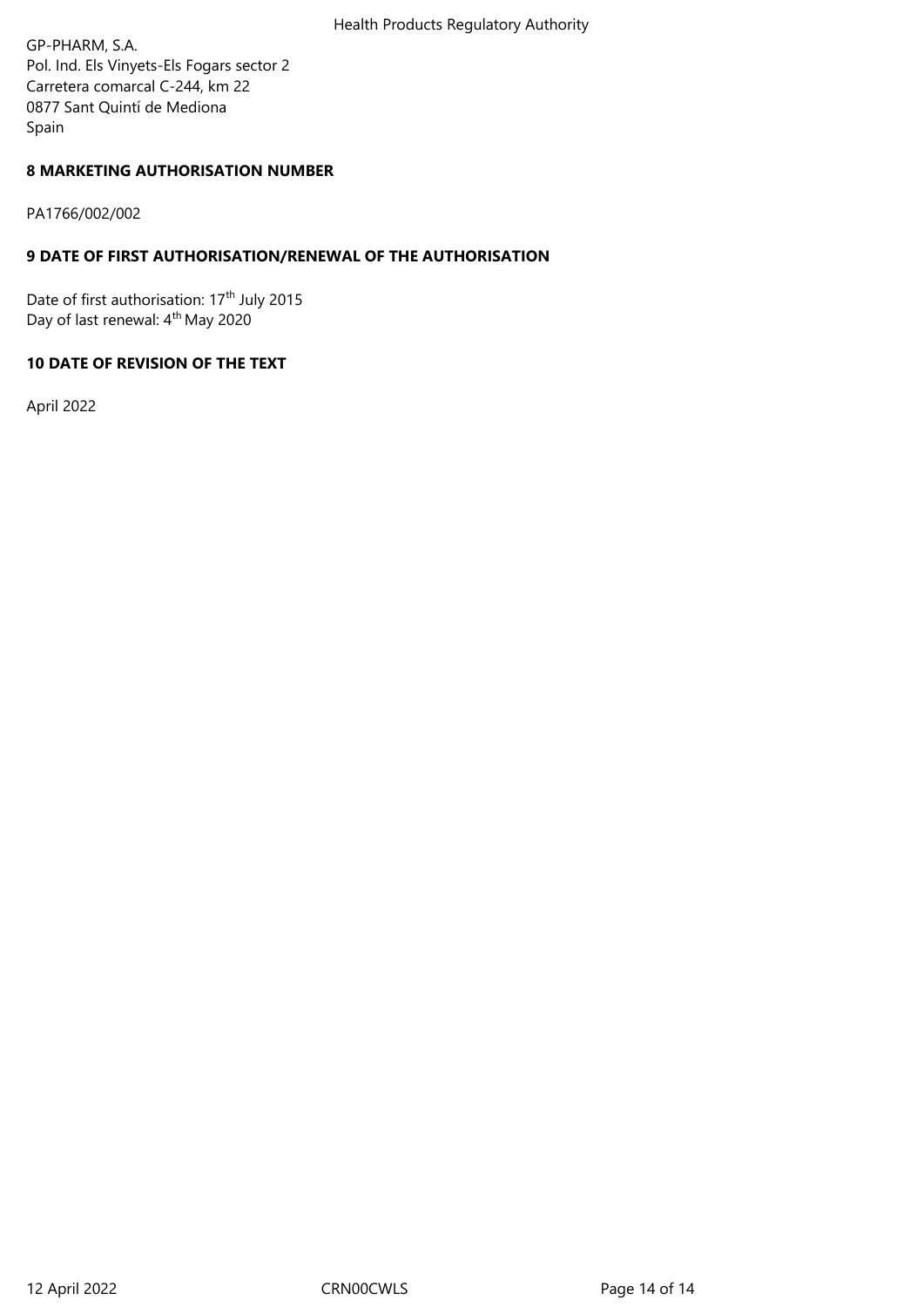GP-PHARM, S.A.
Pol. Ind. Els Vinyets-Els Fogars sector 2
Carretera comarcal C-244, km 22
0877 Sant Quintí de Mediona
Spain

## 8 MARKETING AUTHORISATION NUMBER

PA1766/002/002

## 9 DATE OF FIRST AUTHORISATION/RENEWAL OF THE AUTHORISATION

Date of first authorisation: 17th July 2015
Day of last renewal: 4th May 2020

## 10 DATE OF REVISION OF THE TEXT

April 2022